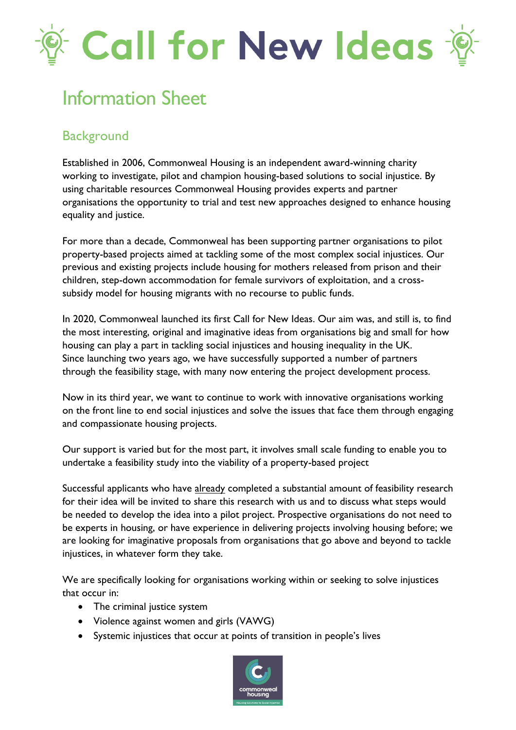# Call for New Ideas

## Information Sheet

### Background

Established in 2006, Commonweal Housing is an independent award-winning charity working to investigate, pilot and champion housing-based solutions to social injustice. By using charitable resources Commonweal Housing provides experts and partner organisations the opportunity to trial and test new approaches designed to enhance housing equality and justice.

For more than a decade, Commonweal has been supporting partner organisations to pilot property-based projects aimed at tackling some of the most complex social injustices. Our previous and existing projects include housing for mothers released from prison and their children, step-down accommodation for female survivors of exploitation, and a cross-subsidy model for housing migrants with no recourse to public funds.

In 2020, Commonweal launched its first Call for New Ideas. Our aim was, and still is, to find the most interesting, original and imaginative ideas from organisations big and small for how housing can play a part in tackling social injustices and housing inequality in the UK. Since launching two years ago, we have successfully supported a number of partners through the feasibility stage, with many now entering the project development process.

Now in its third year, we want to continue to work with innovative organisations working on the front line to end social injustices and solve the issues that face them through engaging and compassionate housing projects.

Our support is varied but for the most part, it involves small scale funding to enable you to undertake a feasibility study into the viability of a property-based project

Successful applicants who have already completed a substantial amount of feasibility research for their idea will be invited to share this research with us and to discuss what steps would be needed to develop the idea into a pilot project. Prospective organisations do not need to be experts in housing, or have experience in delivering projects involving housing before; we are looking for imaginative proposals from organisations that go above and beyond to tackle injustices, in whatever form they take.

We are specifically looking for organisations working within or seeking to solve injustices that occur in:

- The criminal justice system
- Violence against women and girls (VAWG)
- Systemic injustices that occur at points of transition in people's lives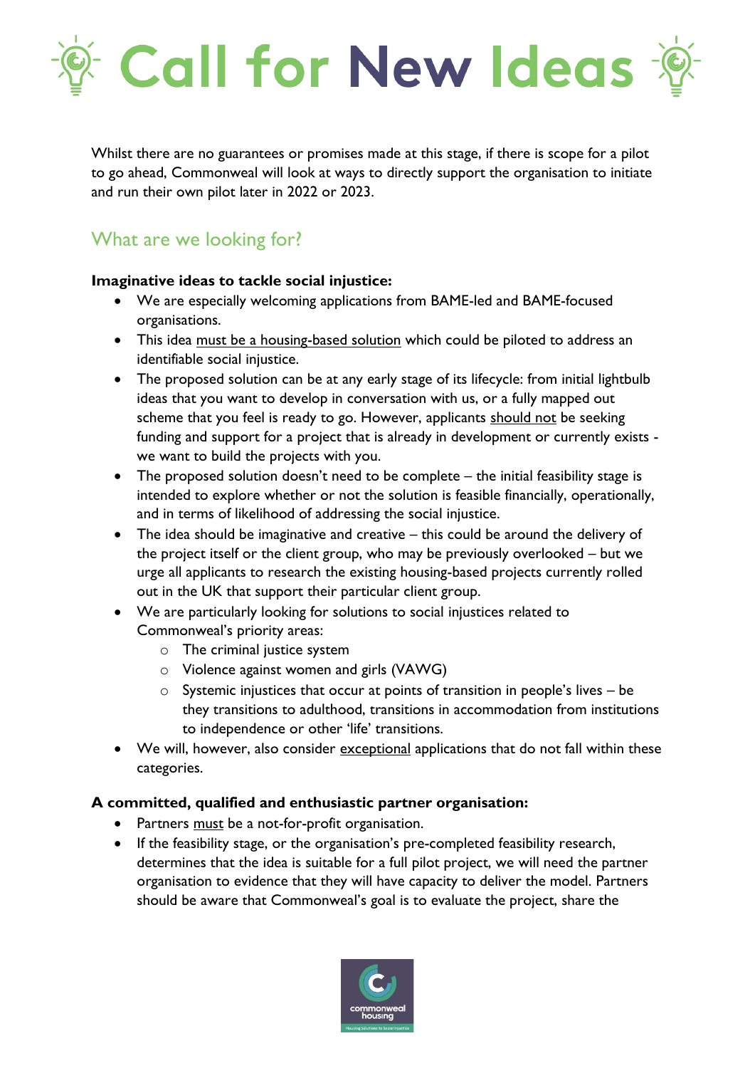# Call for New Ideas

Whilst there are no guarantees or promises made at this stage, if there is scope for a pilot to go ahead, Commonweal will look at ways to directly support the organisation to initiate and run their own pilot later in 2022 or 2023.

## What are we looking for?

**Imaginative ideas to tackle social injustice:**

- We are especially welcoming applications from BAME-led and BAME-focused organisations.
- This idea must be a housing-based solution which could be piloted to address an identifiable social injustice.
- The proposed solution can be at any early stage of its lifecycle: from initial lightbulb ideas that you want to develop in conversation with us, or a fully mapped out scheme that you feel is ready to go. However, applicants should not be seeking funding and support for a project that is already in development or currently exists - we want to build the projects with you.
- The proposed solution doesn't need to be complete – the initial feasibility stage is intended to explore whether or not the solution is feasible financially, operationally, and in terms of likelihood of addressing the social injustice.
- The idea should be imaginative and creative – this could be around the delivery of the project itself or the client group, who may be previously overlooked – but we urge all applicants to research the existing housing-based projects currently rolled out in the UK that support their particular client group.
- We are particularly looking for solutions to social injustices related to Commonweal's priority areas:
  - The criminal justice system
  - Violence against women and girls (VAWG)
  - Systemic injustices that occur at points of transition in people's lives – be they transitions to adulthood, transitions in accommodation from institutions to independence or other 'life' transitions.
- We will, however, also consider exceptional applications that do not fall within these categories.

**A committed, qualified and enthusiastic partner organisation:**

- Partners must be a not-for-profit organisation.
- If the feasibility stage, or the organisation's pre-completed feasibility research, determines that the idea is suitable for a full pilot project, we will need the partner organisation to evidence that they will have capacity to deliver the model. Partners should be aware that Commonweal's goal is to evaluate the project, share the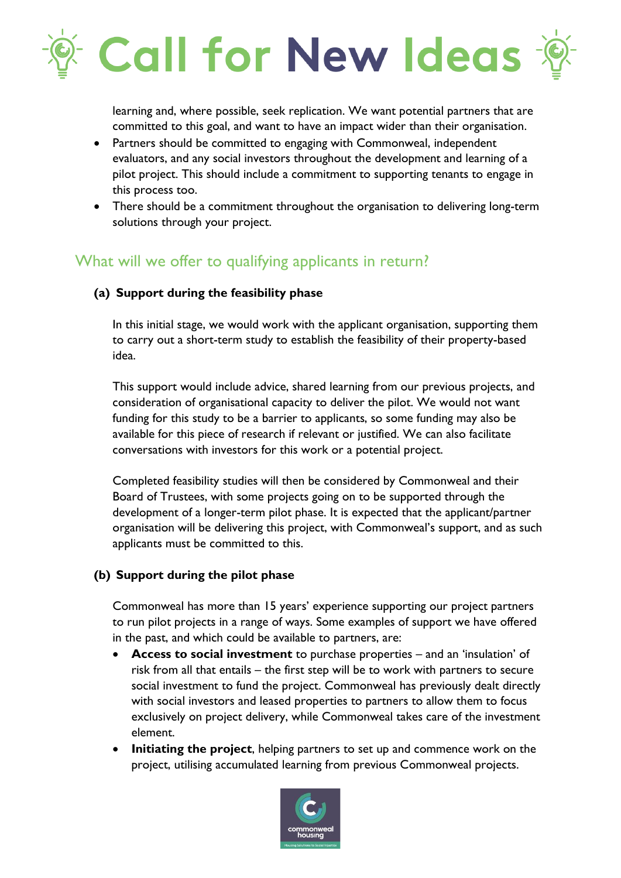learning and, where possible, seek replication. We want potential partners that are committed to this goal, and want to have an impact wider than their organisation.

- Partners should be committed to engaging with Commonweal, independent evaluators, and any social investors throughout the development and learning of a pilot project. This should include a commitment to supporting tenants to engage in this process too.
- There should be a commitment throughout the organisation to delivering long-term solutions through your project.

## What will we offer to qualifying applicants in return?

### (a) Support during the feasibility phase

In this initial stage, we would work with the applicant organisation, supporting them to carry out a short-term study to establish the feasibility of their property-based idea.

This support would include advice, shared learning from our previous projects, and consideration of organisational capacity to deliver the pilot. We would not want funding for this study to be a barrier to applicants, so some funding may also be available for this piece of research if relevant or justified. We can also facilitate conversations with investors for this work or a potential project.

Completed feasibility studies will then be considered by Commonweal and their Board of Trustees, with some projects going on to be supported through the development of a longer-term pilot phase. It is expected that the applicant/partner organisation will be delivering this project, with Commonweal's support, and as such applicants must be committed to this.

### (b) Support during the pilot phase

Commonweal has more than 15 years' experience supporting our project partners to run pilot projects in a range of ways. Some examples of support we have offered in the past, and which could be available to partners, are:

- **Access to social investment** to purchase properties – and an 'insulation' of risk from all that entails – the first step will be to work with partners to secure social investment to fund the project. Commonweal has previously dealt directly with social investors and leased properties to partners to allow them to focus exclusively on project delivery, while Commonweal takes care of the investment element.
- **Initiating the project**, helping partners to set up and commence work on the project, utilising accumulated learning from previous Commonweal projects.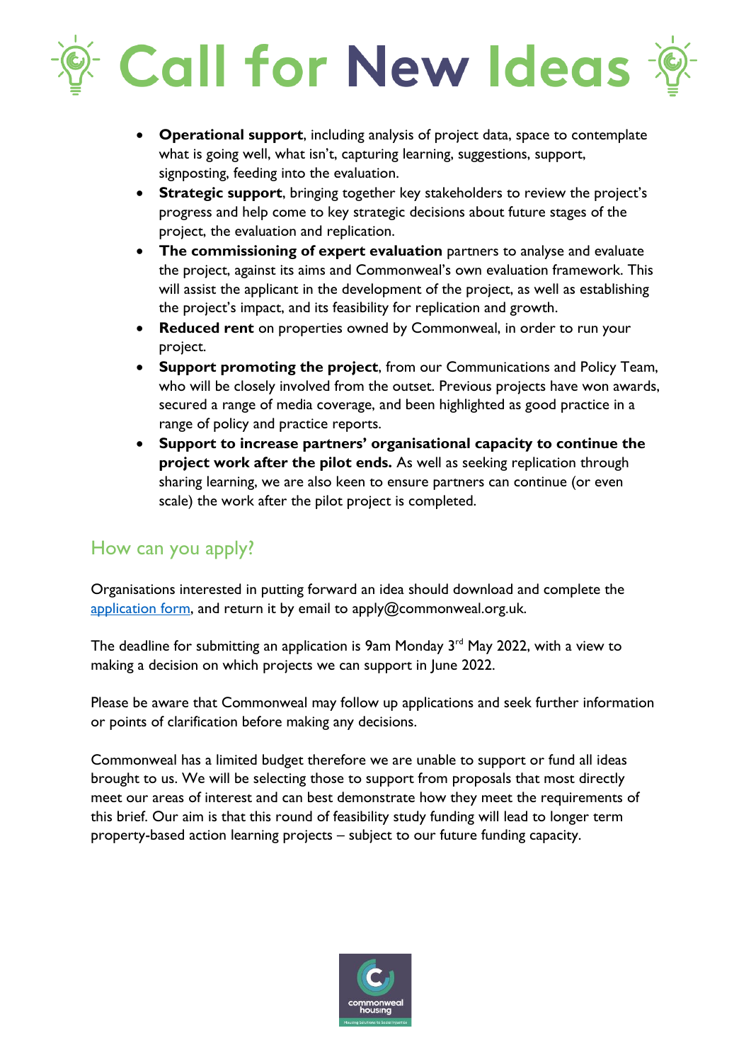- **Operational support**, including analysis of project data, space to contemplate what is going well, what isn't, capturing learning, suggestions, support, signposting, feeding into the evaluation.
- **Strategic support**, bringing together key stakeholders to review the project's progress and help come to key strategic decisions about future stages of the project, the evaluation and replication.
- **The commissioning of expert evaluation** partners to analyse and evaluate the project, against its aims and Commonweal's own evaluation framework. This will assist the applicant in the development of the project, as well as establishing the project's impact, and its feasibility for replication and growth.
- **Reduced rent** on properties owned by Commonweal, in order to run your project.
- **Support promoting the project**, from our Communications and Policy Team, who will be closely involved from the outset. Previous projects have won awards, secured a range of media coverage, and been highlighted as good practice in a range of policy and practice reports.
- **Support to increase partners' organisational capacity to continue the project work after the pilot ends.** As well as seeking replication through sharing learning, we are also keen to ensure partners can continue (or even scale) the work after the pilot project is completed.

## How can you apply?

Organisations interested in putting forward an idea should download and complete the application form, and return it by email to apply@commonweal.org.uk.

The deadline for submitting an application is 9am Monday 3rd May 2022, with a view to making a decision on which projects we can support in June 2022.

Please be aware that Commonweal may follow up applications and seek further information or points of clarification before making any decisions.

Commonweal has a limited budget therefore we are unable to support or fund all ideas brought to us. We will be selecting those to support from proposals that most directly meet our areas of interest and can best demonstrate how they meet the requirements of this brief. Our aim is that this round of feasibility study funding will lead to longer term property-based action learning projects – subject to our future funding capacity.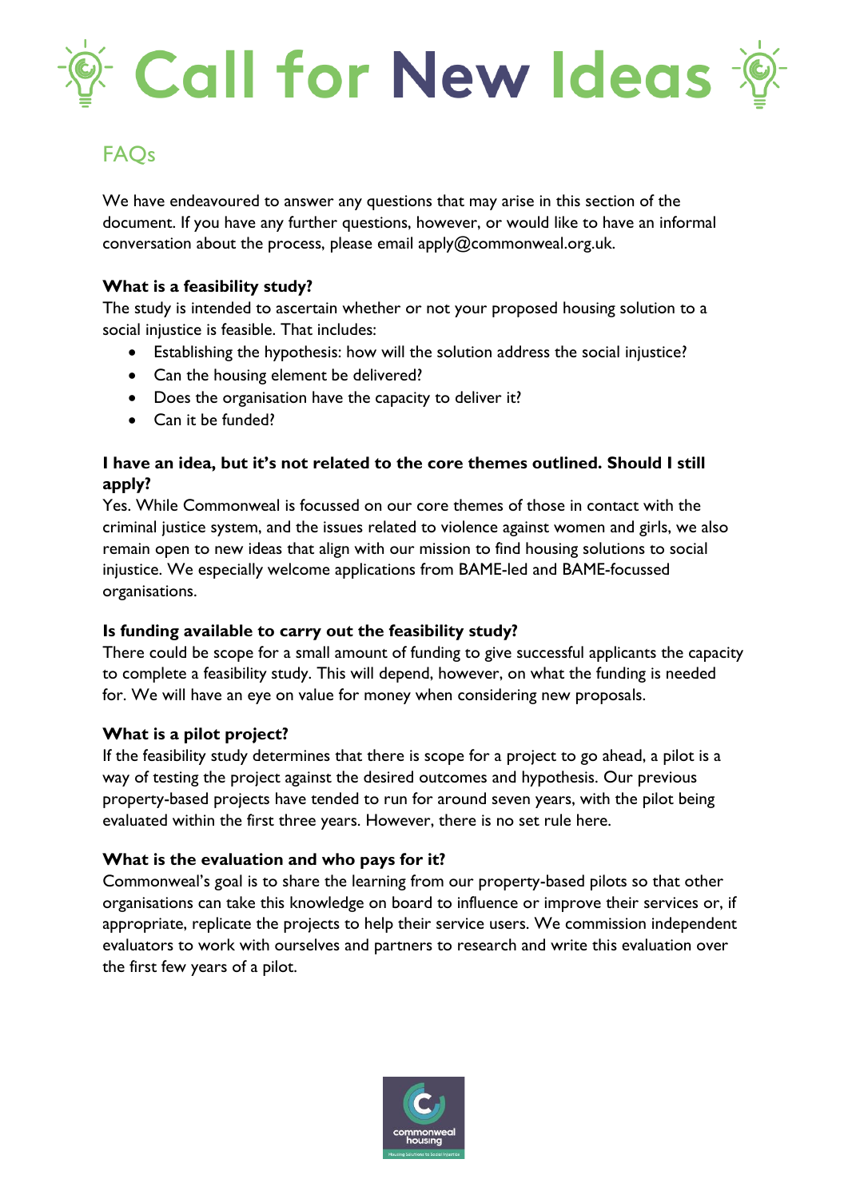# Call for New Ideas

## FAQs

We have endeavoured to answer any questions that may arise in this section of the document. If you have any further questions, however, or would like to have an informal conversation about the process, please email apply@commonweal.org.uk.

**What is a feasibility study?**
The study is intended to ascertain whether or not your proposed housing solution to a social injustice is feasible. That includes:

- Establishing the hypothesis: how will the solution address the social injustice?
- Can the housing element be delivered?
- Does the organisation have the capacity to deliver it?
- Can it be funded?

**I have an idea, but it's not related to the core themes outlined. Should I still apply?**
Yes. While Commonweal is focussed on our core themes of those in contact with the criminal justice system, and the issues related to violence against women and girls, we also remain open to new ideas that align with our mission to find housing solutions to social injustice. We especially welcome applications from BAME-led and BAME-focussed organisations.

**Is funding available to carry out the feasibility study?**
There could be scope for a small amount of funding to give successful applicants the capacity to complete a feasibility study. This will depend, however, on what the funding is needed for. We will have an eye on value for money when considering new proposals.

**What is a pilot project?**
If the feasibility study determines that there is scope for a project to go ahead, a pilot is a way of testing the project against the desired outcomes and hypothesis. Our previous property-based projects have tended to run for around seven years, with the pilot being evaluated within the first three years. However, there is no set rule here.

**What is the evaluation and who pays for it?**
Commonweal's goal is to share the learning from our property-based pilots so that other organisations can take this knowledge on board to influence or improve their services or, if appropriate, replicate the projects to help their service users. We commission independent evaluators to work with ourselves and partners to research and write this evaluation over the first few years of a pilot.

commonweal housing
Housing Solutions to Social Injustice